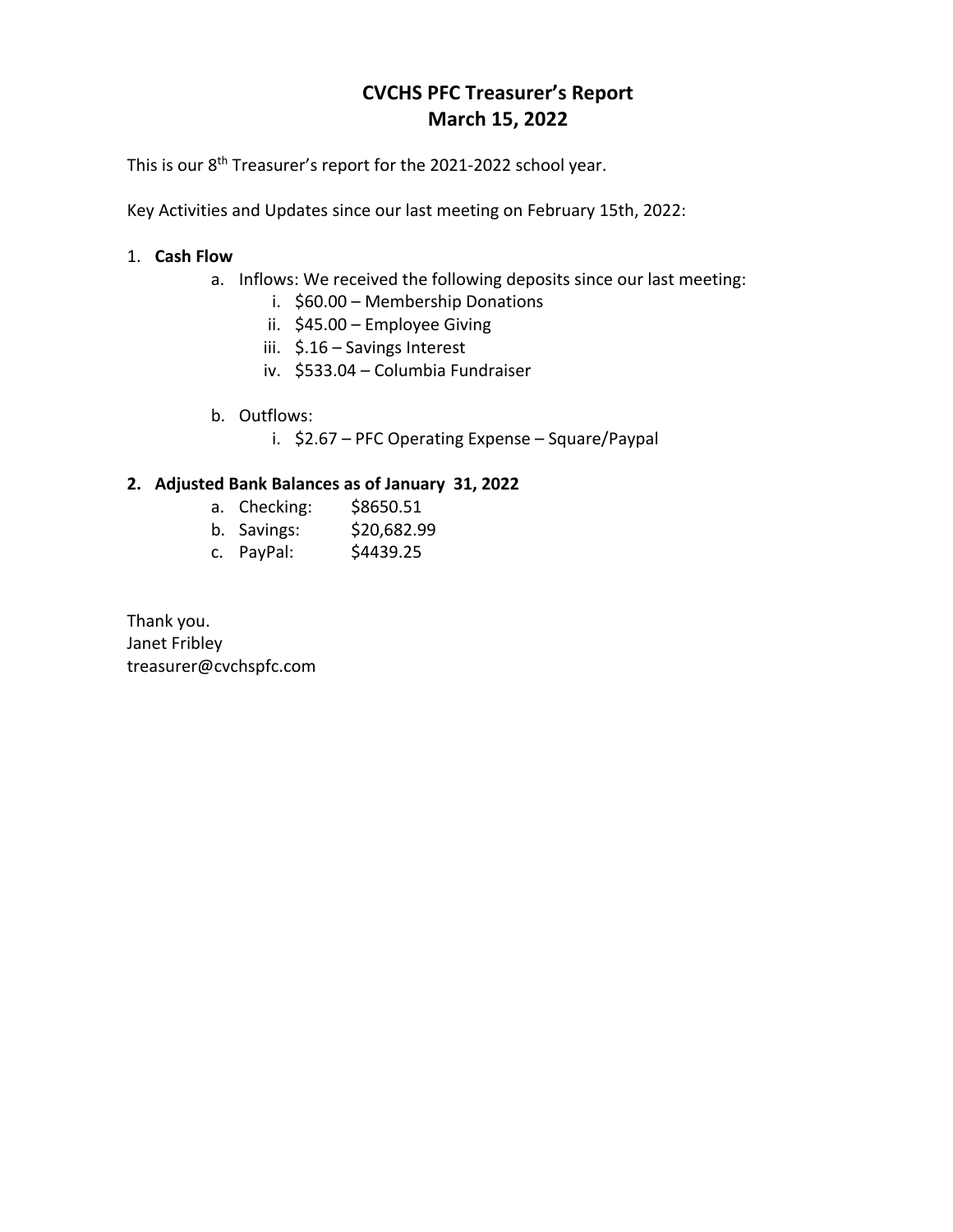# CVCHS PFC Treasurer's Report
## March 15, 2022

This is our 8th Treasurer's report for the 2021-2022 school year.

Key Activities and Updates since our last meeting on February 15th, 2022:

1. **Cash Flow**
   a. Inflows: We received the following deposits since our last meeting:
      i. $60.00 – Membership Donations
      ii. $45.00 – Employee Giving
      iii. $.16 – Savings Interest
      iv. $533.04 – Columbia Fundraiser

   b. Outflows:
      i. $2.67 – PFC Operating Expense – Square/Paypal

2. **Adjusted Bank Balances as of January 31, 2022**
   a. Checking: $8650.51
   b. Savings: $20,682.99
   c. PayPal: $4439.25

Thank you.
Janet Fribley
treasurer@cvchspfc.com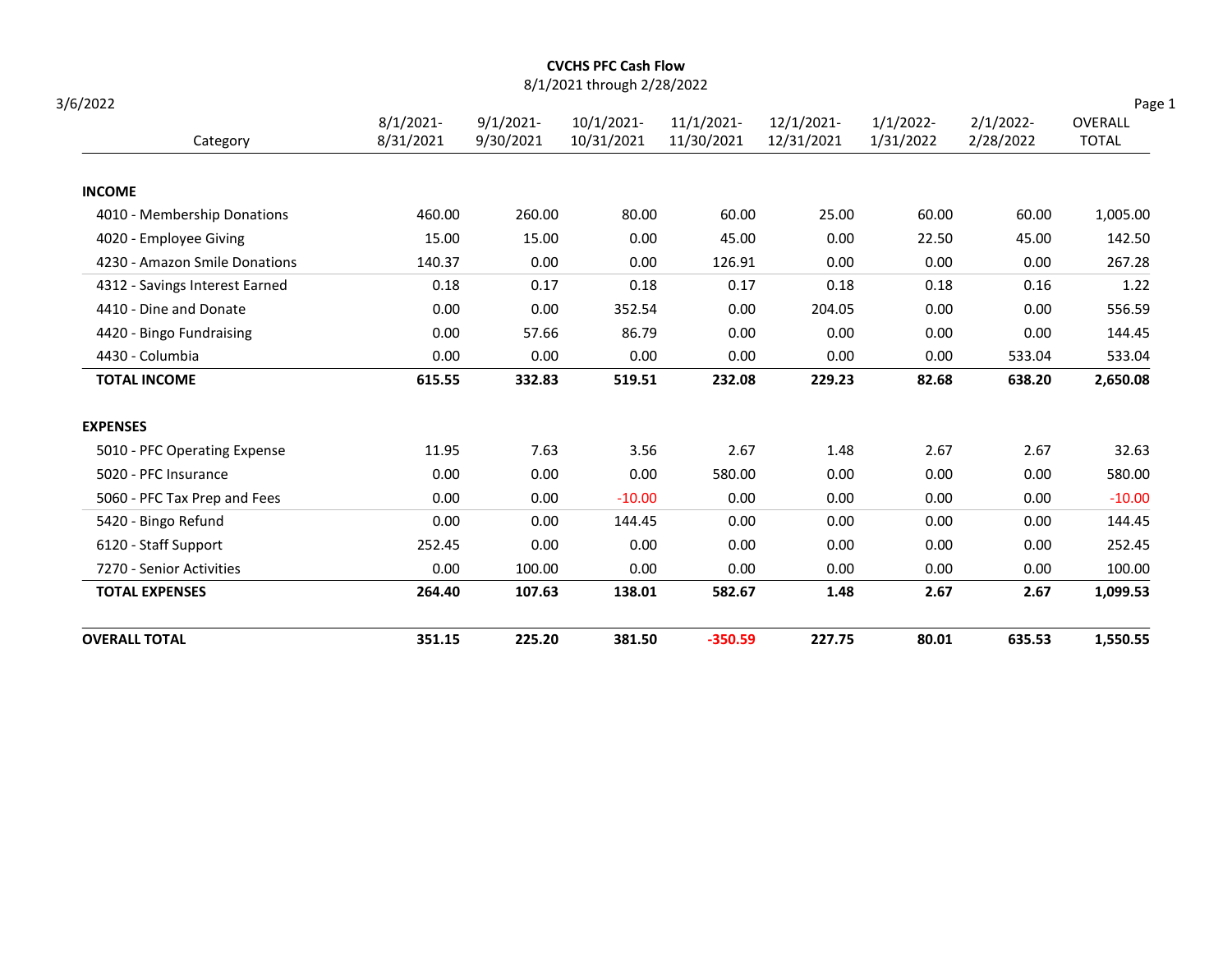# CVCHS PFC Cash Flow

8/1/2021 through 2/28/2022

3/6/2022

| Category | 8/1/2021-8/31/2021 | 9/1/2021-9/30/2021 | 10/1/2021-10/31/2021 | 11/1/2021-11/30/2021 | 12/1/2021-12/31/2021 | 1/1/2022-1/31/2022 | 2/1/2022-2/28/2022 | OVERALL TOTAL |
|---|---|---|---|---|---|---|---|---|
| **INCOME** | | | | | | | | |
| 4010 - Membership Donations | 460.00 | 260.00 | 80.00 | 60.00 | 25.00 | 60.00 | 60.00 | 1,005.00 |
| 4020 - Employee Giving | 15.00 | 15.00 | 0.00 | 45.00 | 0.00 | 22.50 | 45.00 | 142.50 |
| 4230 - Amazon Smile Donations | 140.37 | 0.00 | 0.00 | 126.91 | 0.00 | 0.00 | 0.00 | 267.28 |
| 4312 - Savings Interest Earned | 0.18 | 0.17 | 0.18 | 0.17 | 0.18 | 0.18 | 0.16 | 1.22 |
| 4410 - Dine and Donate | 0.00 | 0.00 | 352.54 | 0.00 | 204.05 | 0.00 | 0.00 | 556.59 |
| 4420 - Bingo Fundraising | 0.00 | 57.66 | 86.79 | 0.00 | 0.00 | 0.00 | 0.00 | 144.45 |
| 4430 - Columbia | 0.00 | 0.00 | 0.00 | 0.00 | 0.00 | 0.00 | 533.04 | 533.04 |
| **TOTAL INCOME** | **615.55** | **332.83** | **519.51** | **232.08** | **229.23** | **82.68** | **638.20** | **2,650.08** |
| **EXPENSES** | | | | | | | | |
| 5010 - PFC Operating Expense | 11.95 | 7.63 | 3.56 | 2.67 | 1.48 | 2.67 | 2.67 | 32.63 |
| 5020 - PFC Insurance | 0.00 | 0.00 | 0.00 | 580.00 | 0.00 | 0.00 | 0.00 | 580.00 |
| 5060 - PFC Tax Prep and Fees | 0.00 | 0.00 | -10.00 | 0.00 | 0.00 | 0.00 | 0.00 | -10.00 |
| 5420 - Bingo Refund | 0.00 | 0.00 | 144.45 | 0.00 | 0.00 | 0.00 | 0.00 | 144.45 |
| 6120 - Staff Support | 252.45 | 0.00 | 0.00 | 0.00 | 0.00 | 0.00 | 0.00 | 252.45 |
| 7270 - Senior Activities | 0.00 | 100.00 | 0.00 | 0.00 | 0.00 | 0.00 | 0.00 | 100.00 |
| **TOTAL EXPENSES** | **264.40** | **107.63** | **138.01** | **582.67** | **1.48** | **2.67** | **2.67** | **1,099.53** |
| **OVERALL TOTAL** | **351.15** | **225.20** | **381.50** | **-350.59** | **227.75** | **80.01** | **635.53** | **1,550.55** |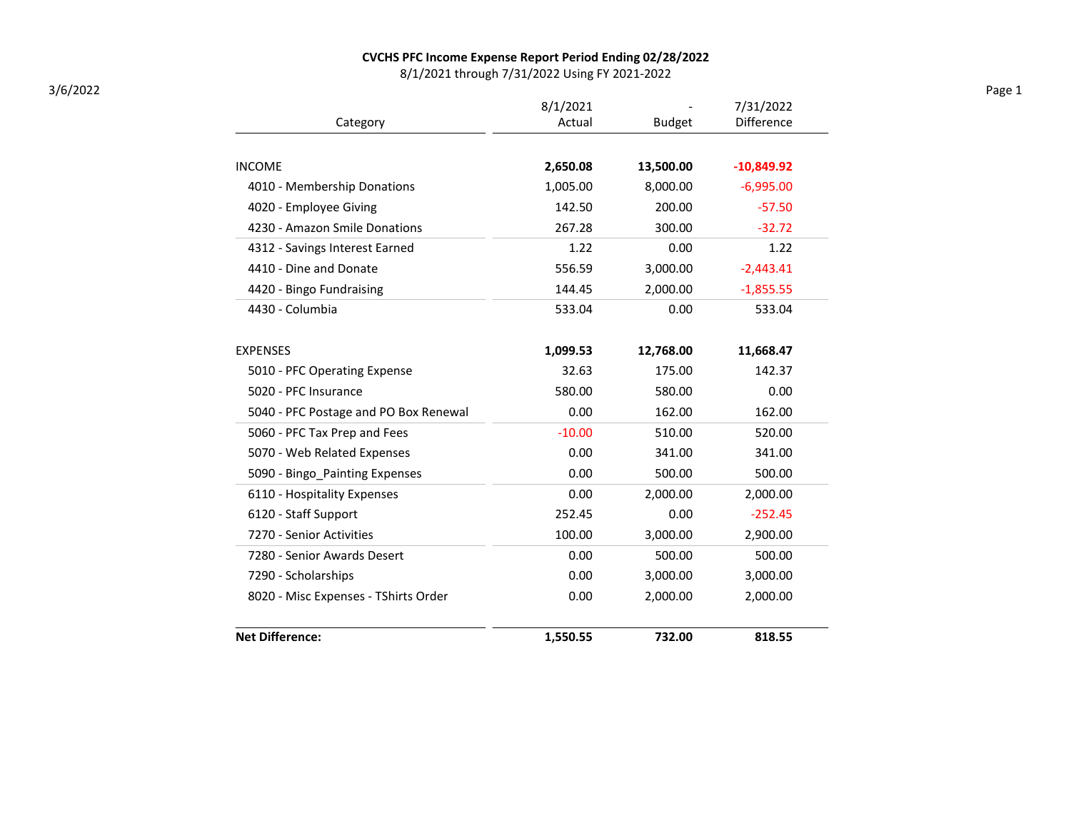**CVCHS PFC Income Expense Report Period Ending 02/28/2022**

8/1/2021 through 7/31/2022 Using FY 2021-2022

3/6/2022

| Category | 8/1/2021 Actual | - Budget | 7/31/2022 Difference |
|---|---|---|---|
| INCOME | **2,650.08** | **13,500.00** | **-10,849.92** |
| 4010 - Membership Donations | 1,005.00 | 8,000.00 | -6,995.00 |
| 4020 - Employee Giving | 142.50 | 200.00 | -57.50 |
| 4230 - Amazon Smile Donations | 267.28 | 300.00 | -32.72 |
| 4312 - Savings Interest Earned | 1.22 | 0.00 | 1.22 |
| 4410 - Dine and Donate | 556.59 | 3,000.00 | -2,443.41 |
| 4420 - Bingo Fundraising | 144.45 | 2,000.00 | -1,855.55 |
| 4430 - Columbia | 533.04 | 0.00 | 533.04 |
| EXPENSES | **1,099.53** | **12,768.00** | **11,668.47** |
| 5010 - PFC Operating Expense | 32.63 | 175.00 | 142.37 |
| 5020 - PFC Insurance | 580.00 | 580.00 | 0.00 |
| 5040 - PFC Postage and PO Box Renewal | 0.00 | 162.00 | 162.00 |
| 5060 - PFC Tax Prep and Fees | -10.00 | 510.00 | 520.00 |
| 5070 - Web Related Expenses | 0.00 | 341.00 | 341.00 |
| 5090 - Bingo_Painting Expenses | 0.00 | 500.00 | 500.00 |
| 6110 - Hospitality Expenses | 0.00 | 2,000.00 | 2,000.00 |
| 6120 - Staff Support | 252.45 | 0.00 | -252.45 |
| 7270 - Senior Activities | 100.00 | 3,000.00 | 2,900.00 |
| 7280 - Senior Awards Desert | 0.00 | 500.00 | 500.00 |
| 7290 - Scholarships | 0.00 | 3,000.00 | 3,000.00 |
| 8020 - Misc Expenses - TShirts Order | 0.00 | 2,000.00 | 2,000.00 |
| **Net Difference:** | **1,550.55** | **732.00** | **818.55** |